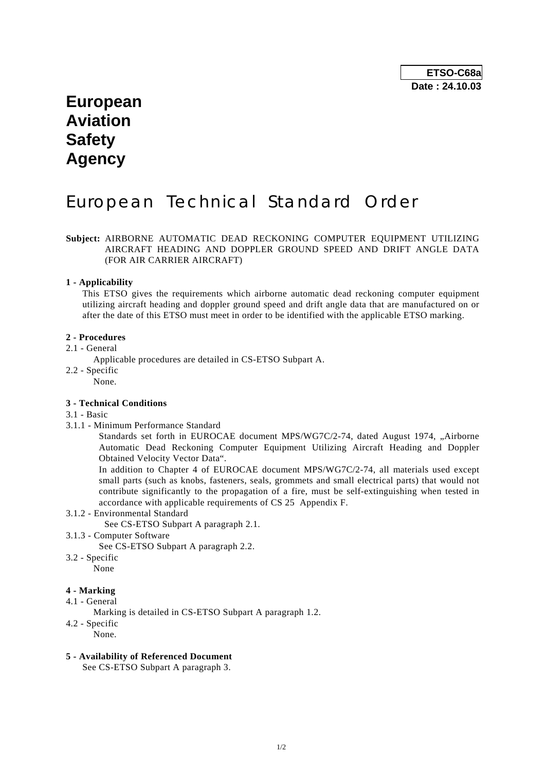**ETSO-C68a**
**Date : 24.10.03**

# European Aviation Safety Agency

# European Technical Standard Order

**Subject:** AIRBORNE AUTOMATIC DEAD RECKONING COMPUTER EQUIPMENT UTILIZING AIRCRAFT HEADING AND DOPPLER GROUND SPEED AND DRIFT ANGLE DATA (FOR AIR CARRIER AIRCRAFT)

**1 - Applicability**

This ETSO gives the requirements which airborne automatic dead reckoning computer equipment utilizing aircraft heading and doppler ground speed and drift angle data that are manufactured on or after the date of this ETSO must meet in order to be identified with the applicable ETSO marking.

**2 - Procedures**

2.1 - General

Applicable procedures are detailed in CS-ETSO Subpart A.

2.2 - Specific

None.

**3 - Technical Conditions**

3.1 - Basic

3.1.1 - Minimum Performance Standard

Standards set forth in EUROCAE document MPS/WG7C/2-74, dated August 1974, „Airborne Automatic Dead Reckoning Computer Equipment Utilizing Aircraft Heading and Doppler Obtained Velocity Vector Data".

In addition to Chapter 4 of EUROCAE document MPS/WG7C/2-74, all materials used except small parts (such as knobs, fasteners, seals, grommets and small electrical parts) that would not contribute significantly to the propagation of a fire, must be self-extinguishing when tested in accordance with applicable requirements of CS 25 Appendix F.

3.1.2 - Environmental Standard

See CS-ETSO Subpart A paragraph 2.1.

3.1.3 - Computer Software

See CS-ETSO Subpart A paragraph 2.2.

3.2 - Specific

None

**4 - Marking**

4.1 - General

Marking is detailed in CS-ETSO Subpart A paragraph 1.2.

4.2 - Specific

None.

**5 - Availability of Referenced Document**

See CS-ETSO Subpart A paragraph 3.